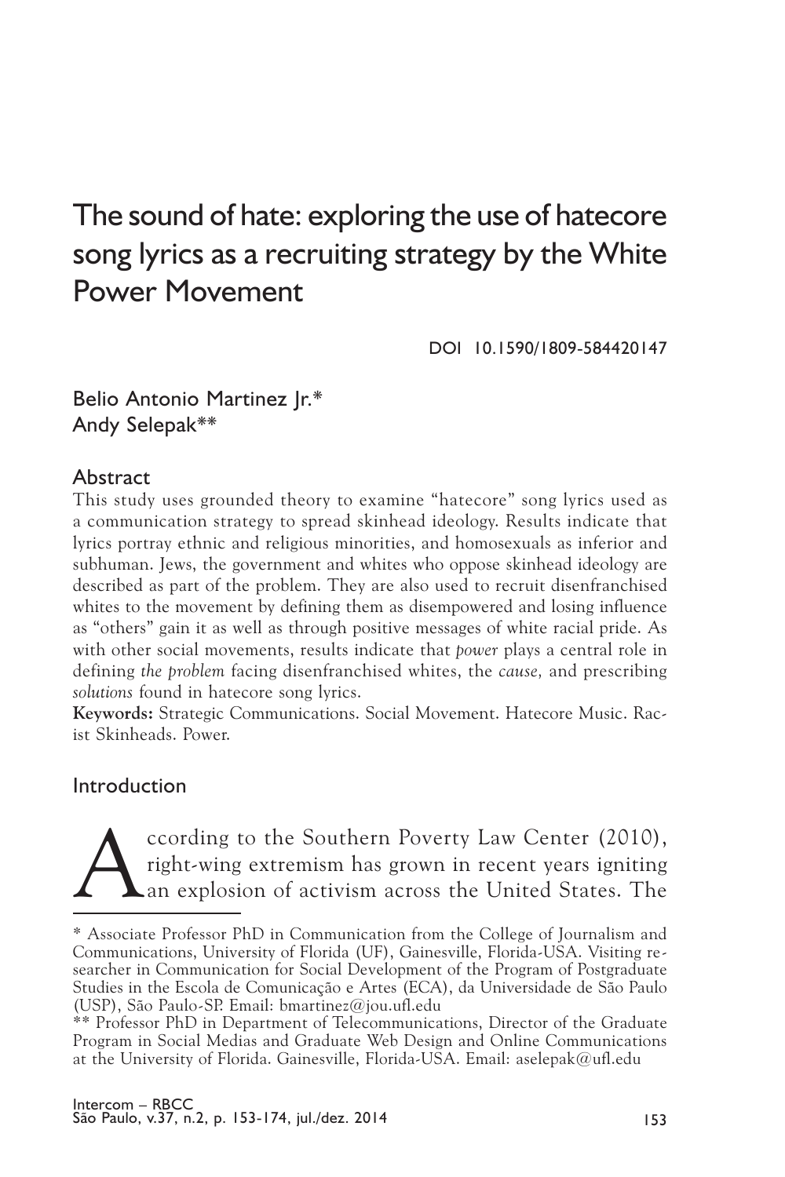# The sound of hate: exploring the use of hatecore song lyrics as a recruiting strategy by the White Power Movement

DOI 10.1590/1809-584420147

Belio Antonio Martinez Jr.*
Andy Selepak**

## Abstract

This study uses grounded theory to examine "hatecore" song lyrics used as a communication strategy to spread skinhead ideology. Results indicate that lyrics portray ethnic and religious minorities, and homosexuals as inferior and subhuman. Jews, the government and whites who oppose skinhead ideology are described as part of the problem. They are also used to recruit disenfranchised whites to the movement by defining them as disempowered and losing influence as "others" gain it as well as through positive messages of white racial pride. As with other social movements, results indicate that *power* plays a central role in defining *the problem* facing disenfranchised whites, the *cause,* and prescribing *solutions* found in hatecore song lyrics.

**Keywords:** Strategic Communications. Social Movement. Hatecore Music. Racist Skinheads. Power.

## Introduction

According to the Southern Poverty Law Center (2010), right-wing extremism has grown in recent years igniting an explosion of activism across the United States. The

---

\* Associate Professor PhD in Communication from the College of Journalism and Communications, University of Florida (UF), Gainesville, Florida-USA. Visiting researcher in Communication for Social Development of the Program of Postgraduate Studies in the Escola de Comunicação e Artes (ECA), da Universidade de São Paulo (USP), São Paulo-SP. Email: bmartinez@jou.ufl.edu

\*\* Professor PhD in Department of Telecommunications, Director of the Graduate Program in Social Medias and Graduate Web Design and Online Communications at the University of Florida. Gainesville, Florida-USA. Email: aselepak@ufl.edu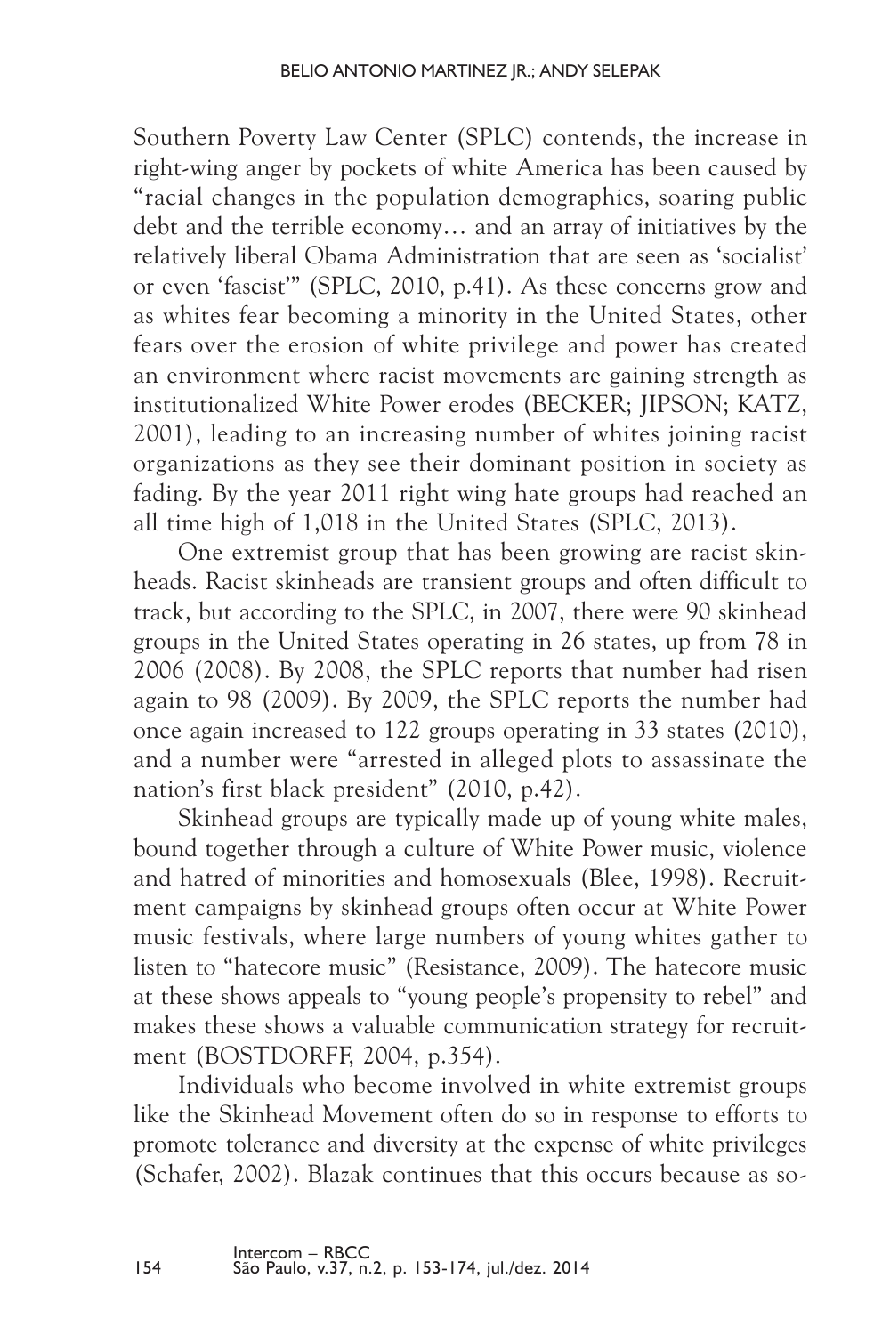Southern Poverty Law Center (SPLC) contends, the increase in right-wing anger by pockets of white America has been caused by "racial changes in the population demographics, soaring public debt and the terrible economy… and an array of initiatives by the relatively liberal Obama Administration that are seen as 'socialist' or even 'fascist'" (SPLC, 2010, p.41). As these concerns grow and as whites fear becoming a minority in the United States, other fears over the erosion of white privilege and power has created an environment where racist movements are gaining strength as institutionalized White Power erodes (BECKER; JIPSON; KATZ, 2001), leading to an increasing number of whites joining racist organizations as they see their dominant position in society as fading. By the year 2011 right wing hate groups had reached an all time high of 1,018 in the United States (SPLC, 2013).

One extremist group that has been growing are racist skinheads. Racist skinheads are transient groups and often difficult to track, but according to the SPLC, in 2007, there were 90 skinhead groups in the United States operating in 26 states, up from 78 in 2006 (2008). By 2008, the SPLC reports that number had risen again to 98 (2009). By 2009, the SPLC reports the number had once again increased to 122 groups operating in 33 states (2010), and a number were "arrested in alleged plots to assassinate the nation's first black president" (2010, p.42).

Skinhead groups are typically made up of young white males, bound together through a culture of White Power music, violence and hatred of minorities and homosexuals (Blee, 1998). Recruitment campaigns by skinhead groups often occur at White Power music festivals, where large numbers of young whites gather to listen to "hatecore music" (Resistance, 2009). The hatecore music at these shows appeals to "young people's propensity to rebel" and makes these shows a valuable communication strategy for recruitment (BOSTDORFF, 2004, p.354).

Individuals who become involved in white extremist groups like the Skinhead Movement often do so in response to efforts to promote tolerance and diversity at the expense of white privileges (Schafer, 2002). Blazak continues that this occurs because as so-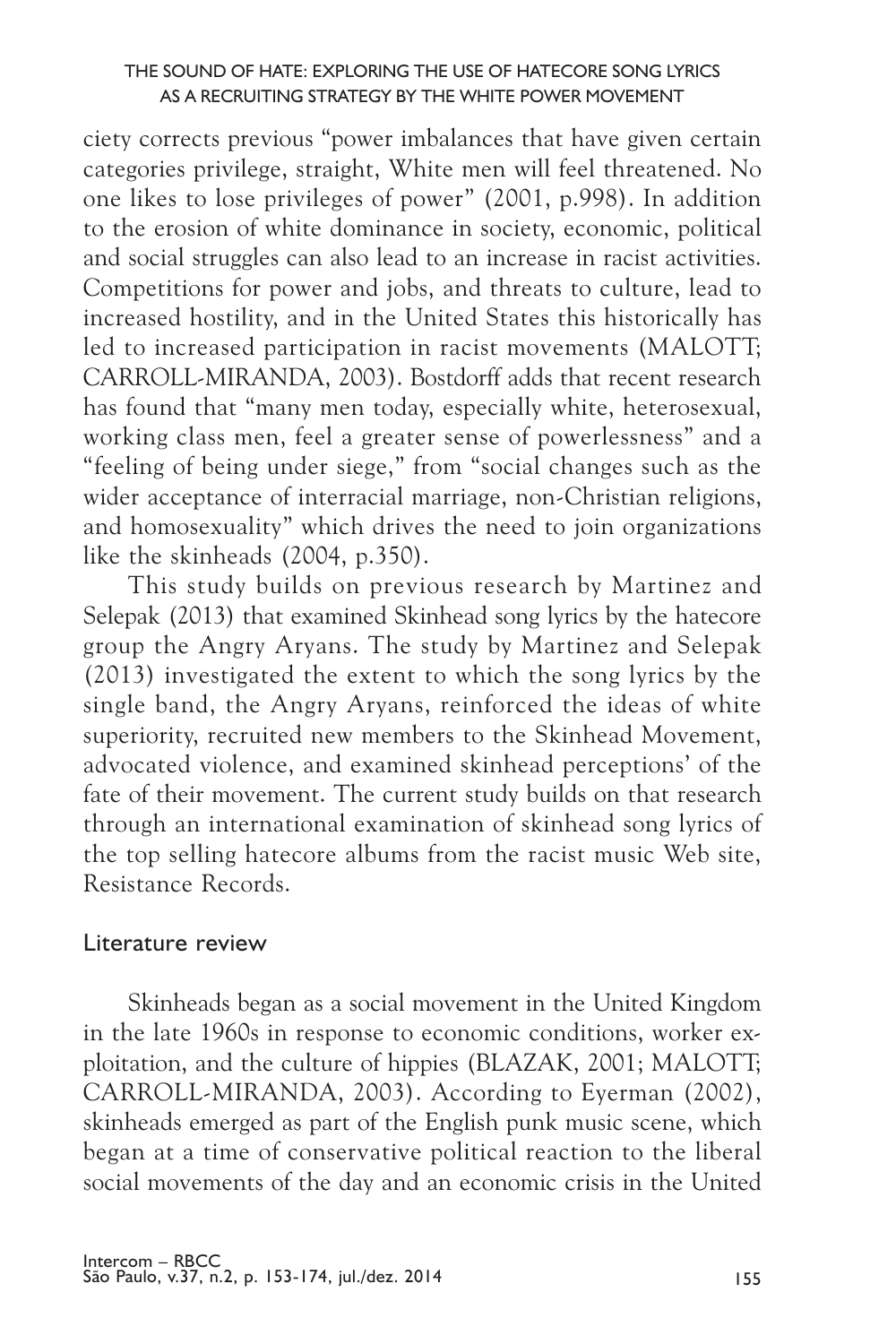ciety corrects previous "power imbalances that have given certain categories privilege, straight, White men will feel threatened. No one likes to lose privileges of power" (2001, p.998). In addition to the erosion of white dominance in society, economic, political and social struggles can also lead to an increase in racist activities. Competitions for power and jobs, and threats to culture, lead to increased hostility, and in the United States this historically has led to increased participation in racist movements (MALOTT; CARROLL-MIRANDA, 2003). Bostdorff adds that recent research has found that "many men today, especially white, heterosexual, working class men, feel a greater sense of powerlessness" and a "feeling of being under siege," from "social changes such as the wider acceptance of interracial marriage, non-Christian religions, and homosexuality" which drives the need to join organizations like the skinheads (2004, p.350).

This study builds on previous research by Martinez and Selepak (2013) that examined Skinhead song lyrics by the hatecore group the Angry Aryans. The study by Martinez and Selepak (2013) investigated the extent to which the song lyrics by the single band, the Angry Aryans, reinforced the ideas of white superiority, recruited new members to the Skinhead Movement, advocated violence, and examined skinhead perceptions' of the fate of their movement. The current study builds on that research through an international examination of skinhead song lyrics of the top selling hatecore albums from the racist music Web site, Resistance Records.

## Literature review

Skinheads began as a social movement in the United Kingdom in the late 1960s in response to economic conditions, worker exploitation, and the culture of hippies (BLAZAK, 2001; MALOTT; CARROLL-MIRANDA, 2003). According to Eyerman (2002), skinheads emerged as part of the English punk music scene, which began at a time of conservative political reaction to the liberal social movements of the day and an economic crisis in the United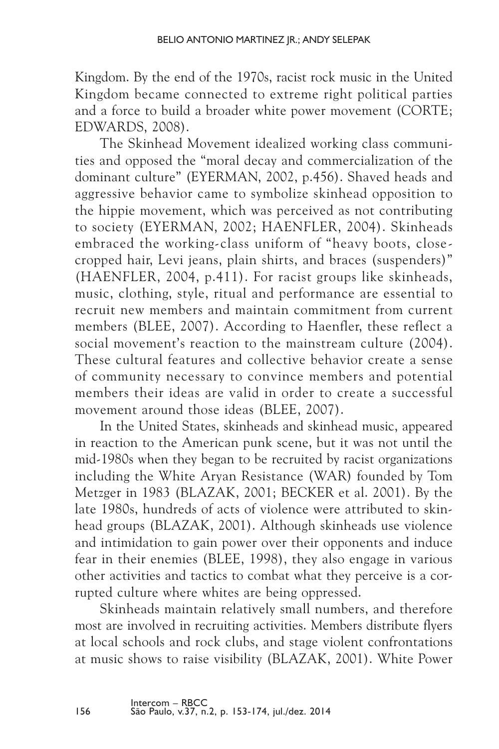Kingdom. By the end of the 1970s, racist rock music in the United Kingdom became connected to extreme right political parties and a force to build a broader white power movement (CORTE; EDWARDS, 2008).

The Skinhead Movement idealized working class communities and opposed the "moral decay and commercialization of the dominant culture" (EYERMAN, 2002, p.456). Shaved heads and aggressive behavior came to symbolize skinhead opposition to the hippie movement, which was perceived as not contributing to society (EYERMAN, 2002; HAENFLER, 2004). Skinheads embraced the working-class uniform of "heavy boots, close-cropped hair, Levi jeans, plain shirts, and braces (suspenders)" (HAENFLER, 2004, p.411). For racist groups like skinheads, music, clothing, style, ritual and performance are essential to recruit new members and maintain commitment from current members (BLEE, 2007). According to Haenfler, these reflect a social movement's reaction to the mainstream culture (2004). These cultural features and collective behavior create a sense of community necessary to convince members and potential members their ideas are valid in order to create a successful movement around those ideas (BLEE, 2007).

In the United States, skinheads and skinhead music, appeared in reaction to the American punk scene, but it was not until the mid-1980s when they began to be recruited by racist organizations including the White Aryan Resistance (WAR) founded by Tom Metzger in 1983 (BLAZAK, 2001; BECKER et al. 2001). By the late 1980s, hundreds of acts of violence were attributed to skinhead groups (BLAZAK, 2001). Although skinheads use violence and intimidation to gain power over their opponents and induce fear in their enemies (BLEE, 1998), they also engage in various other activities and tactics to combat what they perceive is a corrupted culture where whites are being oppressed.

Skinheads maintain relatively small numbers, and therefore most are involved in recruiting activities. Members distribute flyers at local schools and rock clubs, and stage violent confrontations at music shows to raise visibility (BLAZAK, 2001). White Power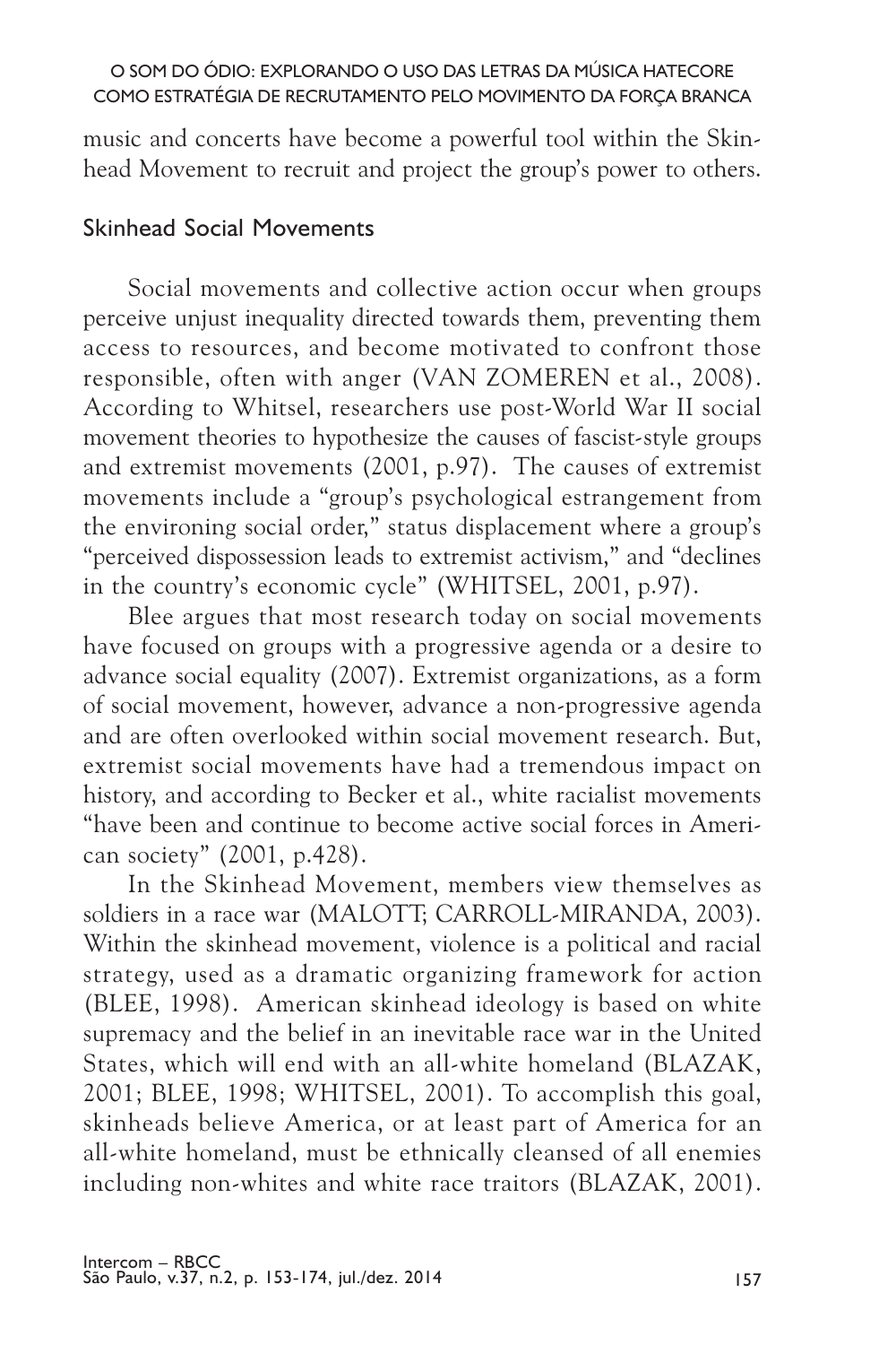music and concerts have become a powerful tool within the Skinhead Movement to recruit and project the group's power to others.

## Skinhead Social Movements

Social movements and collective action occur when groups perceive unjust inequality directed towards them, preventing them access to resources, and become motivated to confront those responsible, often with anger (VAN ZOMEREN et al., 2008). According to Whitsel, researchers use post-World War II social movement theories to hypothesize the causes of fascist-style groups and extremist movements (2001, p.97). The causes of extremist movements include a "group's psychological estrangement from the environing social order," status displacement where a group's "perceived dispossession leads to extremist activism," and "declines in the country's economic cycle" (WHITSEL, 2001, p.97).

Blee argues that most research today on social movements have focused on groups with a progressive agenda or a desire to advance social equality (2007). Extremist organizations, as a form of social movement, however, advance a non-progressive agenda and are often overlooked within social movement research. But, extremist social movements have had a tremendous impact on history, and according to Becker et al., white racialist movements "have been and continue to become active social forces in American society" (2001, p.428).

In the Skinhead Movement, members view themselves as soldiers in a race war (MALOTT; CARROLL-MIRANDA, 2003). Within the skinhead movement, violence is a political and racial strategy, used as a dramatic organizing framework for action (BLEE, 1998). American skinhead ideology is based on white supremacy and the belief in an inevitable race war in the United States, which will end with an all-white homeland (BLAZAK, 2001; BLEE, 1998; WHITSEL, 2001). To accomplish this goal, skinheads believe America, or at least part of America for an all-white homeland, must be ethnically cleansed of all enemies including non-whites and white race traitors (BLAZAK, 2001).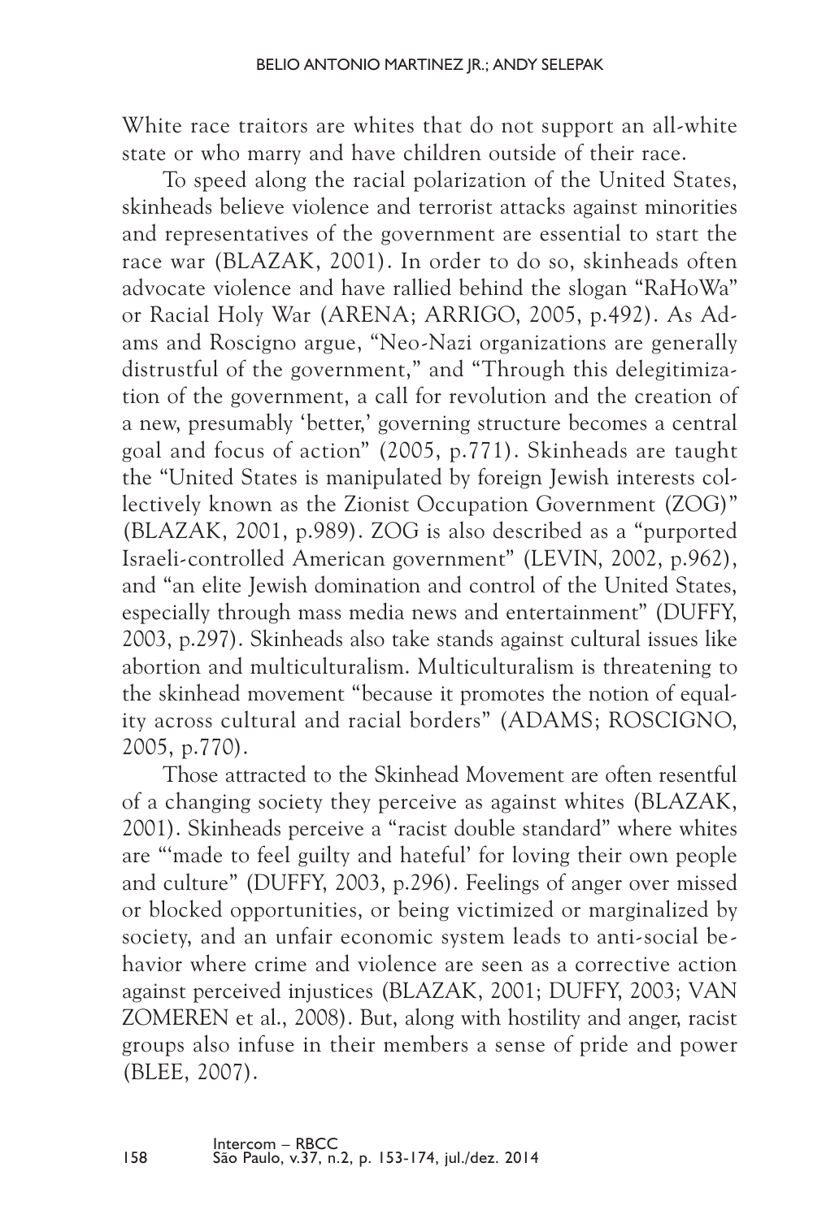White race traitors are whites that do not support an all-white state or who marry and have children outside of their race.

To speed along the racial polarization of the United States, skinheads believe violence and terrorist attacks against minorities and representatives of the government are essential to start the race war (BLAZAK, 2001). In order to do so, skinheads often advocate violence and have rallied behind the slogan "RaHoWa" or Racial Holy War (ARENA; ARRIGO, 2005, p.492). As Adams and Roscigno argue, "Neo-Nazi organizations are generally distrustful of the government," and "Through this delegitimization of the government, a call for revolution and the creation of a new, presumably 'better,' governing structure becomes a central goal and focus of action" (2005, p.771). Skinheads are taught the "United States is manipulated by foreign Jewish interests collectively known as the Zionist Occupation Government (ZOG)" (BLAZAK, 2001, p.989). ZOG is also described as a "purported Israeli-controlled American government" (LEVIN, 2002, p.962), and "an elite Jewish domination and control of the United States, especially through mass media news and entertainment" (DUFFY, 2003, p.297). Skinheads also take stands against cultural issues like abortion and multiculturalism. Multiculturalism is threatening to the skinhead movement "because it promotes the notion of equality across cultural and racial borders" (ADAMS; ROSCIGNO, 2005, p.770).

Those attracted to the Skinhead Movement are often resentful of a changing society they perceive as against whites (BLAZAK, 2001). Skinheads perceive a "racist double standard" where whites are "'made to feel guilty and hateful' for loving their own people and culture" (DUFFY, 2003, p.296). Feelings of anger over missed or blocked opportunities, or being victimized or marginalized by society, and an unfair economic system leads to anti-social behavior where crime and violence are seen as a corrective action against perceived injustices (BLAZAK, 2001; DUFFY, 2003; VAN ZOMEREN et al., 2008). But, along with hostility and anger, racist groups also infuse in their members a sense of pride and power (BLEE, 2007).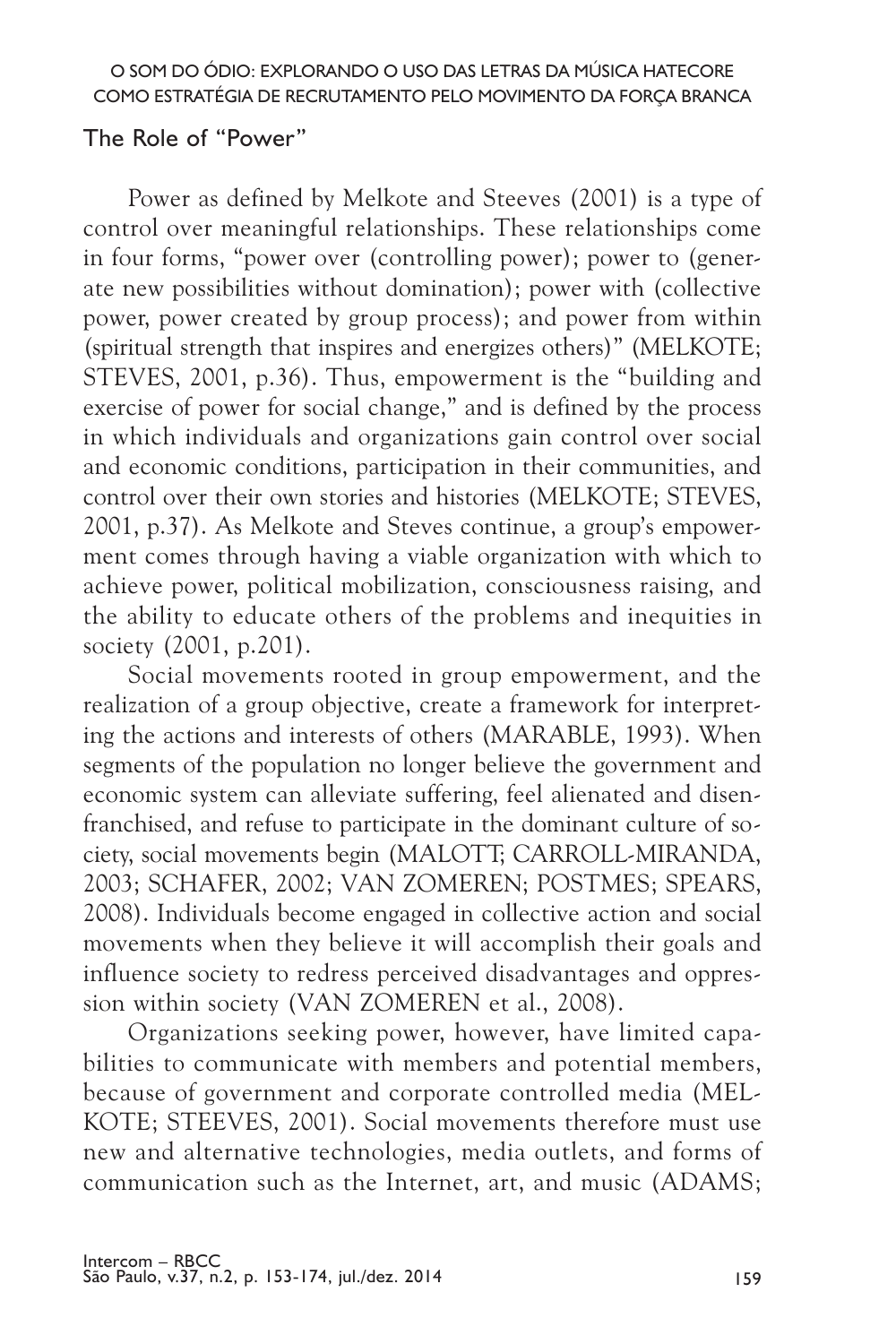## The Role of "Power"

Power as defined by Melkote and Steeves (2001) is a type of control over meaningful relationships. These relationships come in four forms, "power over (controlling power); power to (generate new possibilities without domination); power with (collective power, power created by group process); and power from within (spiritual strength that inspires and energizes others)" (MELKOTE; STEVES, 2001, p.36). Thus, empowerment is the "building and exercise of power for social change," and is defined by the process in which individuals and organizations gain control over social and economic conditions, participation in their communities, and control over their own stories and histories (MELKOTE; STEVES, 2001, p.37). As Melkote and Steves continue, a group's empowerment comes through having a viable organization with which to achieve power, political mobilization, consciousness raising, and the ability to educate others of the problems and inequities in society (2001, p.201).

Social movements rooted in group empowerment, and the realization of a group objective, create a framework for interpreting the actions and interests of others (MARABLE, 1993). When segments of the population no longer believe the government and economic system can alleviate suffering, feel alienated and disenfranchised, and refuse to participate in the dominant culture of society, social movements begin (MALOTT; CARROLL-MIRANDA, 2003; SCHAFER, 2002; VAN ZOMEREN; POSTMES; SPEARS, 2008). Individuals become engaged in collective action and social movements when they believe it will accomplish their goals and influence society to redress perceived disadvantages and oppression within society (VAN ZOMEREN et al., 2008).

Organizations seeking power, however, have limited capabilities to communicate with members and potential members, because of government and corporate controlled media (MELKOTE; STEEVES, 2001). Social movements therefore must use new and alternative technologies, media outlets, and forms of communication such as the Internet, art, and music (ADAMS;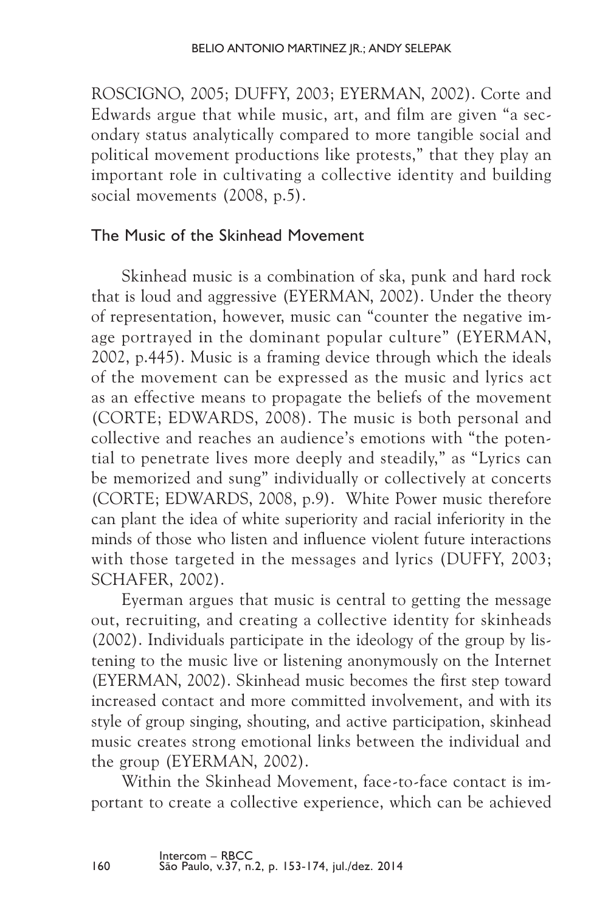ROSCIGNO, 2005; DUFFY, 2003; EYERMAN, 2002). Corte and Edwards argue that while music, art, and film are given "a secondary status analytically compared to more tangible social and political movement productions like protests," that they play an important role in cultivating a collective identity and building social movements (2008, p.5).

## The Music of the Skinhead Movement

Skinhead music is a combination of ska, punk and hard rock that is loud and aggressive (EYERMAN, 2002). Under the theory of representation, however, music can "counter the negative image portrayed in the dominant popular culture" (EYERMAN, 2002, p.445). Music is a framing device through which the ideals of the movement can be expressed as the music and lyrics act as an effective means to propagate the beliefs of the movement (CORTE; EDWARDS, 2008). The music is both personal and collective and reaches an audience's emotions with "the potential to penetrate lives more deeply and steadily," as "Lyrics can be memorized and sung" individually or collectively at concerts (CORTE; EDWARDS, 2008, p.9). White Power music therefore can plant the idea of white superiority and racial inferiority in the minds of those who listen and influence violent future interactions with those targeted in the messages and lyrics (DUFFY, 2003; SCHAFER, 2002).

Eyerman argues that music is central to getting the message out, recruiting, and creating a collective identity for skinheads (2002). Individuals participate in the ideology of the group by listening to the music live or listening anonymously on the Internet (EYERMAN, 2002). Skinhead music becomes the first step toward increased contact and more committed involvement, and with its style of group singing, shouting, and active participation, skinhead music creates strong emotional links between the individual and the group (EYERMAN, 2002).

Within the Skinhead Movement, face-to-face contact is important to create a collective experience, which can be achieved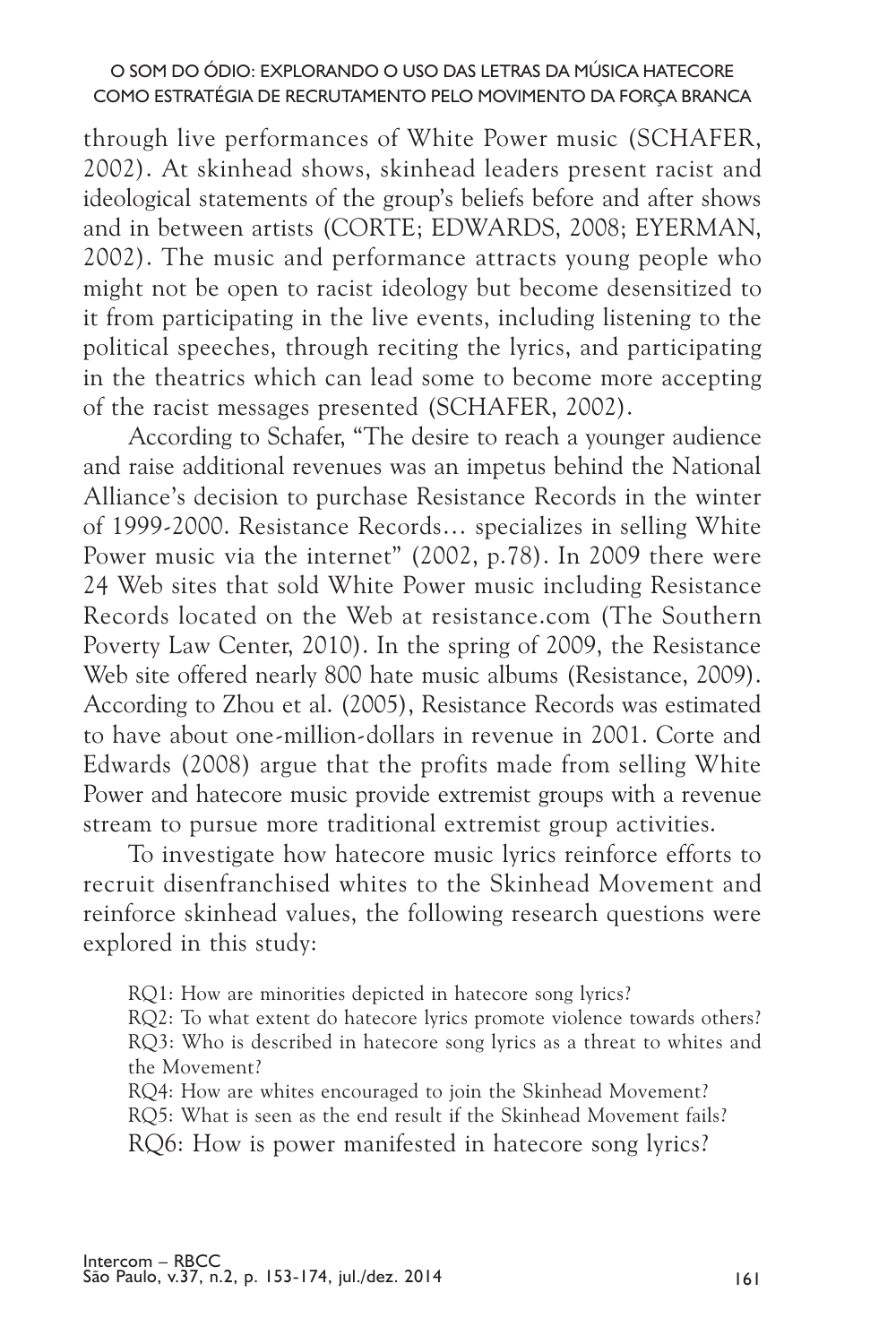through live performances of White Power music (SCHAFER, 2002). At skinhead shows, skinhead leaders present racist and ideological statements of the group's beliefs before and after shows and in between artists (CORTE; EDWARDS, 2008; EYERMAN, 2002). The music and performance attracts young people who might not be open to racist ideology but become desensitized to it from participating in the live events, including listening to the political speeches, through reciting the lyrics, and participating in the theatrics which can lead some to become more accepting of the racist messages presented (SCHAFER, 2002).

According to Schafer, "The desire to reach a younger audience and raise additional revenues was an impetus behind the National Alliance's decision to purchase Resistance Records in the winter of 1999-2000. Resistance Records… specializes in selling White Power music via the internet" (2002, p.78). In 2009 there were 24 Web sites that sold White Power music including Resistance Records located on the Web at resistance.com (The Southern Poverty Law Center, 2010). In the spring of 2009, the Resistance Web site offered nearly 800 hate music albums (Resistance, 2009). According to Zhou et al. (2005), Resistance Records was estimated to have about one-million-dollars in revenue in 2001. Corte and Edwards (2008) argue that the profits made from selling White Power and hatecore music provide extremist groups with a revenue stream to pursue more traditional extremist group activities.

To investigate how hatecore music lyrics reinforce efforts to recruit disenfranchised whites to the Skinhead Movement and reinforce skinhead values, the following research questions were explored in this study:

> RQ1: How are minorities depicted in hatecore song lyrics?
> RQ2: To what extent do hatecore lyrics promote violence towards others?
> RQ3: Who is described in hatecore song lyrics as a threat to whites and the Movement?
> RQ4: How are whites encouraged to join the Skinhead Movement?
> RQ5: What is seen as the end result if the Skinhead Movement fails?
> RQ6: How is power manifested in hatecore song lyrics?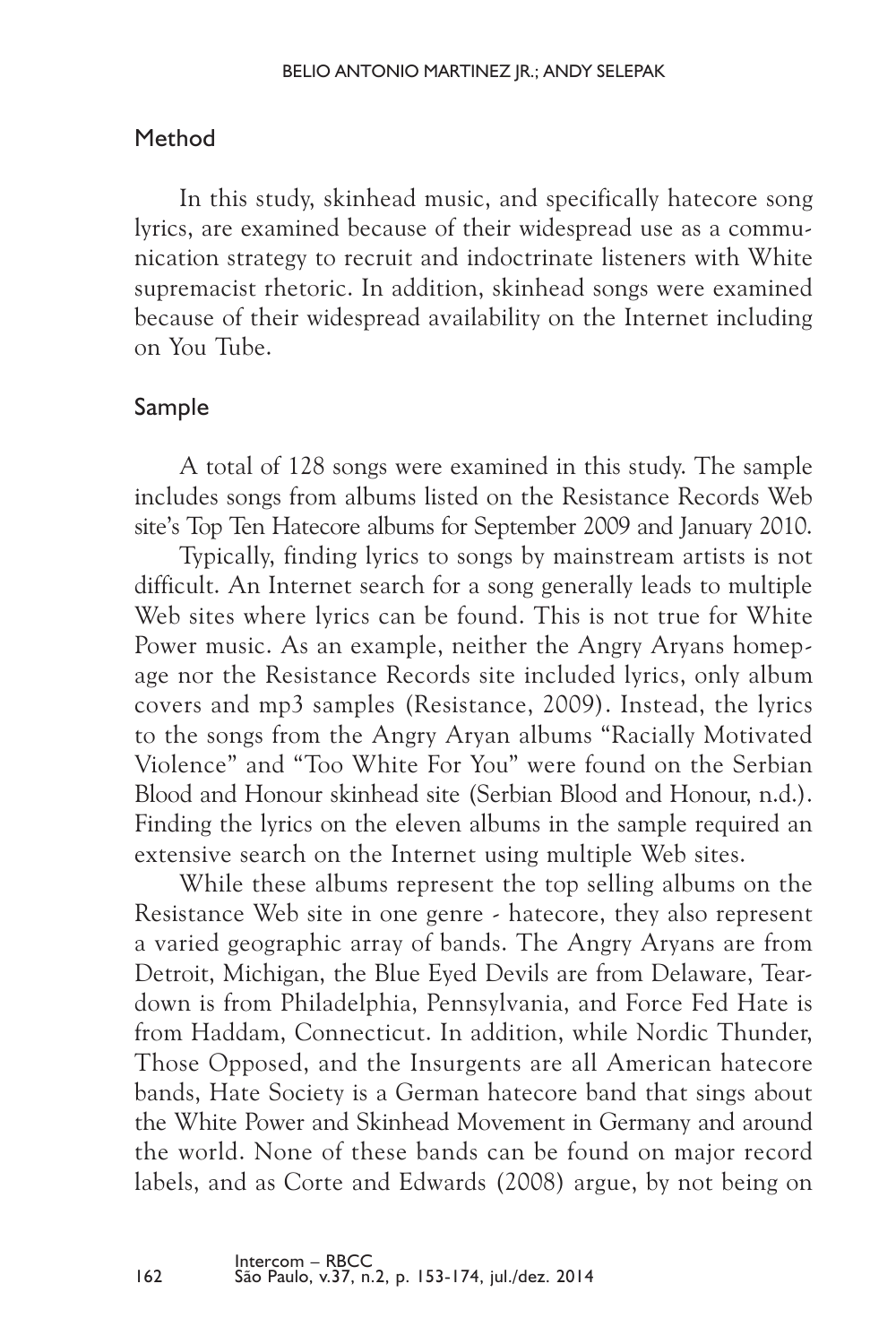## Method

In this study, skinhead music, and specifically hatecore song lyrics, are examined because of their widespread use as a communication strategy to recruit and indoctrinate listeners with White supremacist rhetoric. In addition, skinhead songs were examined because of their widespread availability on the Internet including on You Tube.

## Sample

A total of 128 songs were examined in this study. The sample includes songs from albums listed on the Resistance Records Web site's Top Ten Hatecore albums for September 2009 and January 2010.

Typically, finding lyrics to songs by mainstream artists is not difficult. An Internet search for a song generally leads to multiple Web sites where lyrics can be found. This is not true for White Power music. As an example, neither the Angry Aryans homepage nor the Resistance Records site included lyrics, only album covers and mp3 samples (Resistance, 2009). Instead, the lyrics to the songs from the Angry Aryan albums "Racially Motivated Violence" and "Too White For You" were found on the Serbian Blood and Honour skinhead site (Serbian Blood and Honour, n.d.). Finding the lyrics on the eleven albums in the sample required an extensive search on the Internet using multiple Web sites.

While these albums represent the top selling albums on the Resistance Web site in one genre - hatecore, they also represent a varied geographic array of bands. The Angry Aryans are from Detroit, Michigan, the Blue Eyed Devils are from Delaware, Teardown is from Philadelphia, Pennsylvania, and Force Fed Hate is from Haddam, Connecticut. In addition, while Nordic Thunder, Those Opposed, and the Insurgents are all American hatecore bands, Hate Society is a German hatecore band that sings about the White Power and Skinhead Movement in Germany and around the world. None of these bands can be found on major record labels, and as Corte and Edwards (2008) argue, by not being on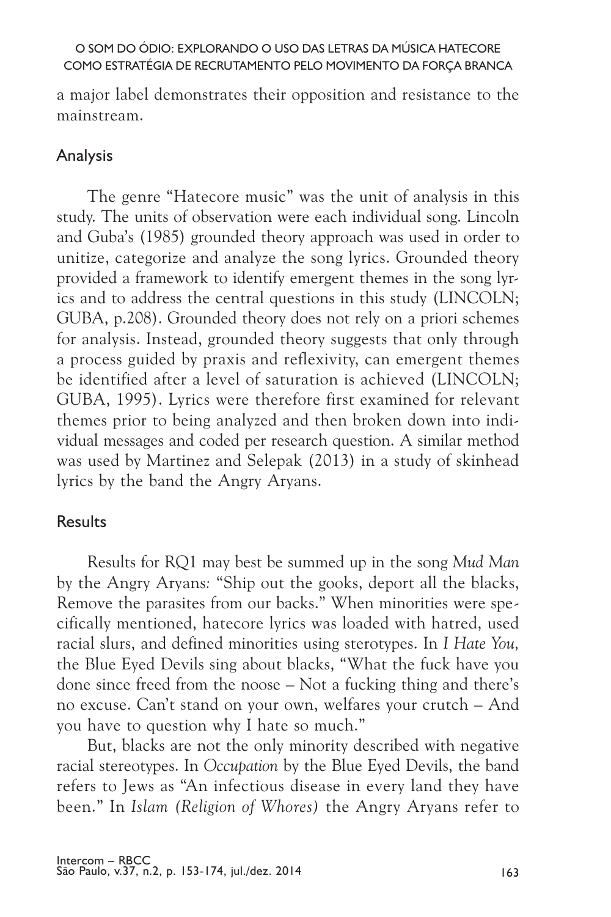a major label demonstrates their opposition and resistance to the mainstream.

## Analysis

The genre "Hatecore music" was the unit of analysis in this study. The units of observation were each individual song. Lincoln and Guba's (1985) grounded theory approach was used in order to unitize, categorize and analyze the song lyrics. Grounded theory provided a framework to identify emergent themes in the song lyrics and to address the central questions in this study (LINCOLN; GUBA, p.208). Grounded theory does not rely on a priori schemes for analysis. Instead, grounded theory suggests that only through a process guided by praxis and reflexivity, can emergent themes be identified after a level of saturation is achieved (LINCOLN; GUBA, 1995). Lyrics were therefore first examined for relevant themes prior to being analyzed and then broken down into individual messages and coded per research question. A similar method was used by Martinez and Selepak (2013) in a study of skinhead lyrics by the band the Angry Aryans.

## Results

Results for RQ1 may best be summed up in the song *Mud Man* by the Angry Aryans: "Ship out the gooks, deport all the blacks, Remove the parasites from our backs." When minorities were specifically mentioned, hatecore lyrics was loaded with hatred, used racial slurs, and defined minorities using sterotypes. In *I Hate You,* the Blue Eyed Devils sing about blacks, "What the fuck have you done since freed from the noose – Not a fucking thing and there's no excuse. Can't stand on your own, welfares your crutch – And you have to question why I hate so much."

But, blacks are not the only minority described with negative racial stereotypes. In *Occupation* by the Blue Eyed Devils, the band refers to Jews as "An infectious disease in every land they have been." In *Islam (Religion of Whores)* the Angry Aryans refer to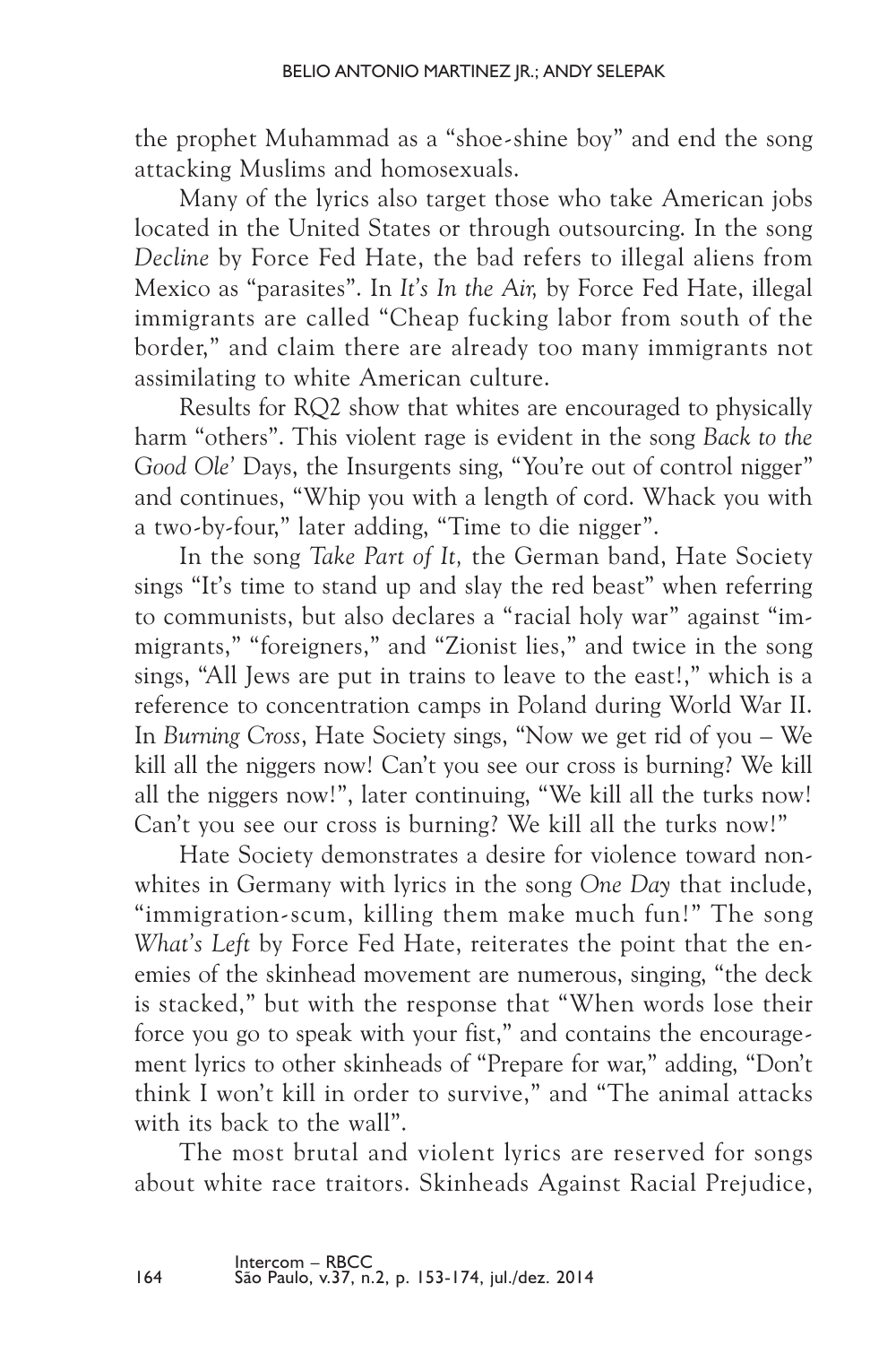the prophet Muhammad as a "shoe-shine boy" and end the song attacking Muslims and homosexuals.

Many of the lyrics also target those who take American jobs located in the United States or through outsourcing. In the song *Decline* by Force Fed Hate, the bad refers to illegal aliens from Mexico as "parasites". In *It's In the Air,* by Force Fed Hate, illegal immigrants are called "Cheap fucking labor from south of the border," and claim there are already too many immigrants not assimilating to white American culture.

Results for RQ2 show that whites are encouraged to physically harm "others". This violent rage is evident in the song *Back to the Good Ole'* Days, the Insurgents sing, "You're out of control nigger" and continues, "Whip you with a length of cord. Whack you with a two-by-four," later adding, "Time to die nigger".

In the song *Take Part of It,* the German band, Hate Society sings "It's time to stand up and slay the red beast" when referring to communists, but also declares a "racial holy war" against "immigrants," "foreigners," and "Zionist lies," and twice in the song sings, "All Jews are put in trains to leave to the east!," which is a reference to concentration camps in Poland during World War II. In *Burning Cross*, Hate Society sings, "Now we get rid of you – We kill all the niggers now! Can't you see our cross is burning? We kill all the niggers now!", later continuing, "We kill all the turks now! Can't you see our cross is burning? We kill all the turks now!"

Hate Society demonstrates a desire for violence toward non-whites in Germany with lyrics in the song *One Day* that include, "immigration-scum, killing them make much fun!" The song *What's Left* by Force Fed Hate, reiterates the point that the enemies of the skinhead movement are numerous, singing, "the deck is stacked," but with the response that "When words lose their force you go to speak with your fist," and contains the encouragement lyrics to other skinheads of "Prepare for war," adding, "Don't think I won't kill in order to survive," and "The animal attacks with its back to the wall".

The most brutal and violent lyrics are reserved for songs about white race traitors. Skinheads Against Racial Prejudice,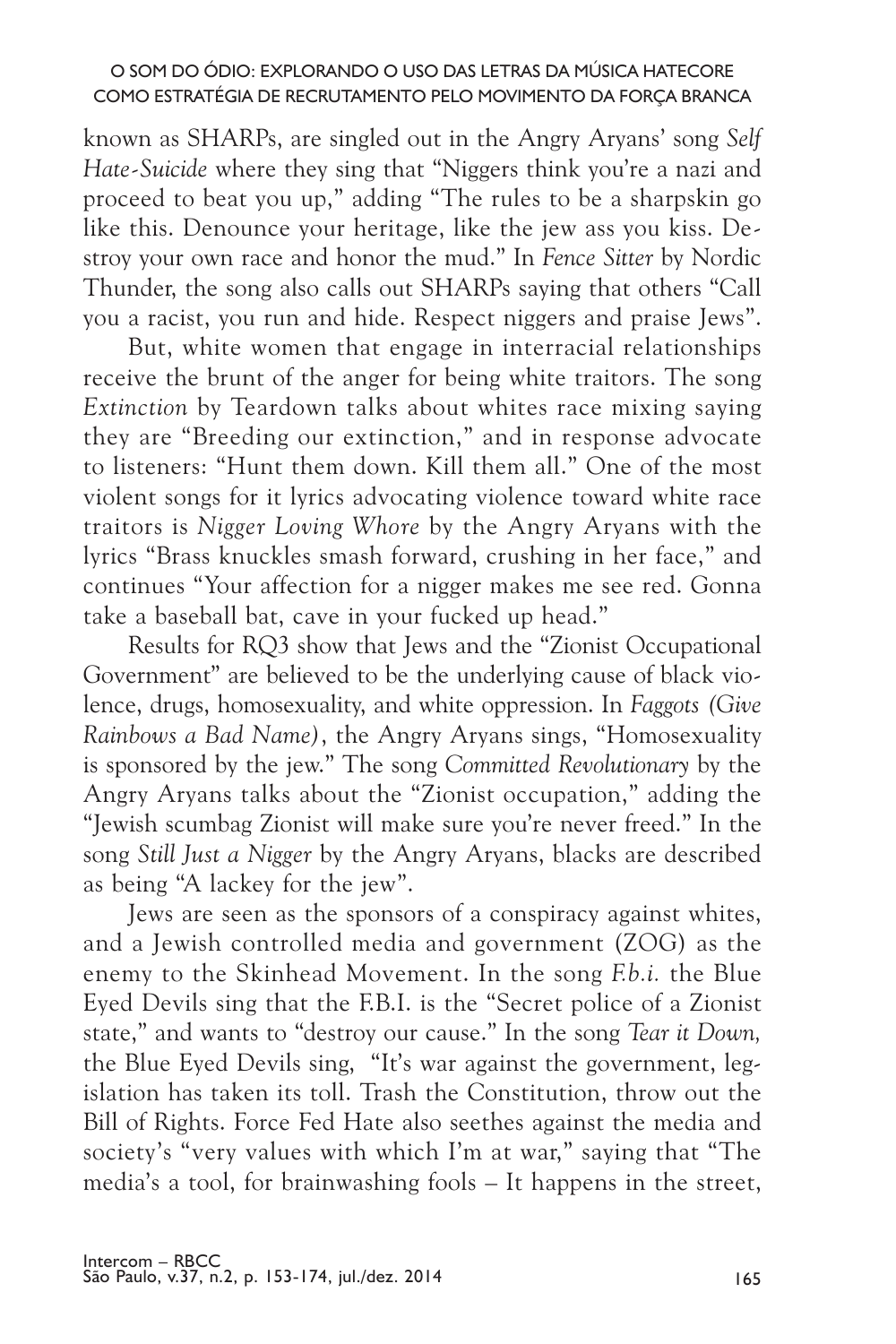known as SHARPs, are singled out in the Angry Aryans' song *Self Hate-Suicide* where they sing that "Niggers think you're a nazi and proceed to beat you up," adding "The rules to be a sharpskin go like this. Denounce your heritage, like the jew ass you kiss. Destroy your own race and honor the mud." In *Fence Sitter* by Nordic Thunder, the song also calls out SHARPs saying that others "Call you a racist, you run and hide. Respect niggers and praise Jews".

But, white women that engage in interracial relationships receive the brunt of the anger for being white traitors. The song *Extinction* by Teardown talks about whites race mixing saying they are "Breeding our extinction," and in response advocate to listeners: "Hunt them down. Kill them all." One of the most violent songs for it lyrics advocating violence toward white race traitors is *Nigger Loving Whore* by the Angry Aryans with the lyrics "Brass knuckles smash forward, crushing in her face," and continues "Your affection for a nigger makes me see red. Gonna take a baseball bat, cave in your fucked up head."

Results for RQ3 show that Jews and the "Zionist Occupational Government" are believed to be the underlying cause of black violence, drugs, homosexuality, and white oppression. In *Faggots (Give Rainbows a Bad Name)*, the Angry Aryans sings, "Homosexuality is sponsored by the jew." The song *Committed Revolutionary* by the Angry Aryans talks about the "Zionist occupation," adding the "Jewish scumbag Zionist will make sure you're never freed." In the song *Still Just a Nigger* by the Angry Aryans, blacks are described as being "A lackey for the jew".

Jews are seen as the sponsors of a conspiracy against whites, and a Jewish controlled media and government (ZOG) as the enemy to the Skinhead Movement. In the song *F.b.i.* the Blue Eyed Devils sing that the F.B.I. is the "Secret police of a Zionist state," and wants to "destroy our cause." In the song *Tear it Down,* the Blue Eyed Devils sing, "It's war against the government, legislation has taken its toll. Trash the Constitution, throw out the Bill of Rights. Force Fed Hate also seethes against the media and society's "very values with which I'm at war," saying that "The media's a tool, for brainwashing fools – It happens in the street,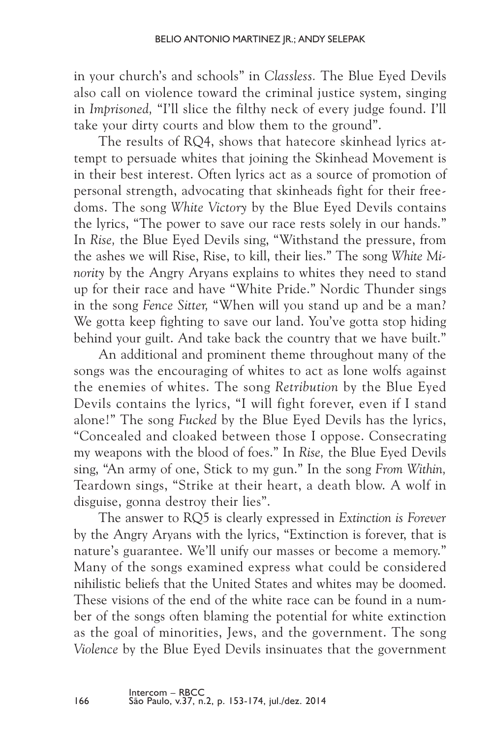in your church's and schools" in *Classless.* The Blue Eyed Devils also call on violence toward the criminal justice system, singing in *Imprisoned,* "I'll slice the filthy neck of every judge found. I'll take your dirty courts and blow them to the ground".

The results of RQ4, shows that hatecore skinhead lyrics attempt to persuade whites that joining the Skinhead Movement is in their best interest. Often lyrics act as a source of promotion of personal strength, advocating that skinheads fight for their freedoms. The song *White Victory* by the Blue Eyed Devils contains the lyrics, "The power to save our race rests solely in our hands." In *Rise,* the Blue Eyed Devils sing, "Withstand the pressure, from the ashes we will Rise, Rise, to kill, their lies." The song *White Minority* by the Angry Aryans explains to whites they need to stand up for their race and have "White Pride." Nordic Thunder sings in the song *Fence Sitter,* "When will you stand up and be a man? We gotta keep fighting to save our land. You've gotta stop hiding behind your guilt. And take back the country that we have built."

An additional and prominent theme throughout many of the songs was the encouraging of whites to act as lone wolfs against the enemies of whites. The song *Retribution* by the Blue Eyed Devils contains the lyrics, "I will fight forever, even if I stand alone!" The song *Fucked* by the Blue Eyed Devils has the lyrics, "Concealed and cloaked between those I oppose. Consecrating my weapons with the blood of foes." In *Rise,* the Blue Eyed Devils sing, "An army of one, Stick to my gun." In the song *From Within,* Teardown sings, "Strike at their heart, a death blow. A wolf in disguise, gonna destroy their lies".

The answer to RQ5 is clearly expressed in *Extinction is Forever* by the Angry Aryans with the lyrics, "Extinction is forever, that is nature's guarantee. We'll unify our masses or become a memory." Many of the songs examined express what could be considered nihilistic beliefs that the United States and whites may be doomed. These visions of the end of the white race can be found in a number of the songs often blaming the potential for white extinction as the goal of minorities, Jews, and the government. The song *Violence* by the Blue Eyed Devils insinuates that the government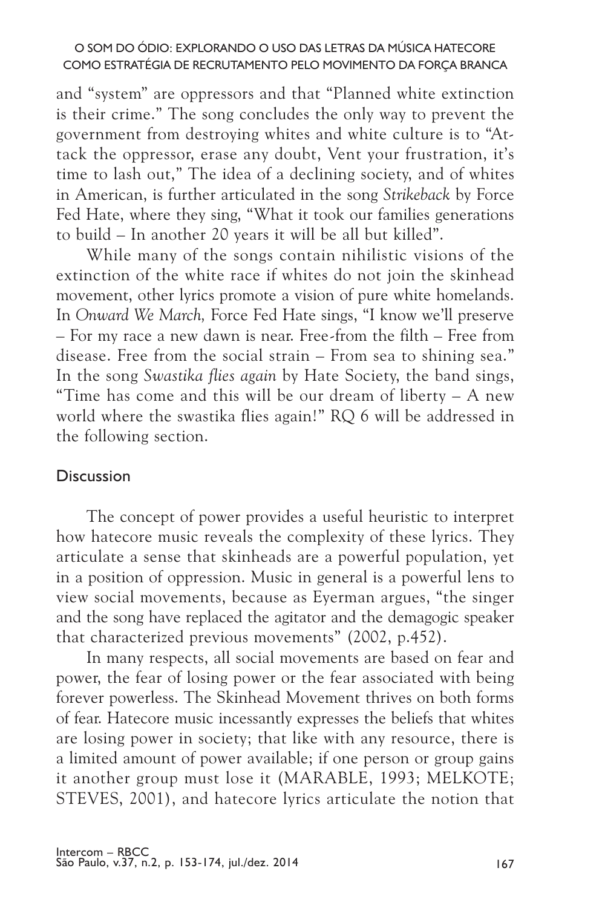and "system" are oppressors and that "Planned white extinction is their crime." The song concludes the only way to prevent the government from destroying whites and white culture is to "Attack the oppressor, erase any doubt, Vent your frustration, it's time to lash out," The idea of a declining society, and of whites in American, is further articulated in the song *Strikeback* by Force Fed Hate, where they sing, "What it took our families generations to build – In another 20 years it will be all but killed".

While many of the songs contain nihilistic visions of the extinction of the white race if whites do not join the skinhead movement, other lyrics promote a vision of pure white homelands. In *Onward We March,* Force Fed Hate sings, "I know we'll preserve – For my race a new dawn is near. Free-from the filth – Free from disease. Free from the social strain – From sea to shining sea." In the song *Swastika flies again* by Hate Society, the band sings, "Time has come and this will be our dream of liberty – A new world where the swastika flies again!" RQ 6 will be addressed in the following section.

## Discussion

The concept of power provides a useful heuristic to interpret how hatecore music reveals the complexity of these lyrics. They articulate a sense that skinheads are a powerful population, yet in a position of oppression. Music in general is a powerful lens to view social movements, because as Eyerman argues, "the singer and the song have replaced the agitator and the demagogic speaker that characterized previous movements" (2002, p.452).

In many respects, all social movements are based on fear and power, the fear of losing power or the fear associated with being forever powerless. The Skinhead Movement thrives on both forms of fear. Hatecore music incessantly expresses the beliefs that whites are losing power in society; that like with any resource, there is a limited amount of power available; if one person or group gains it another group must lose it (MARABLE, 1993; MELKOTE; STEVES, 2001), and hatecore lyrics articulate the notion that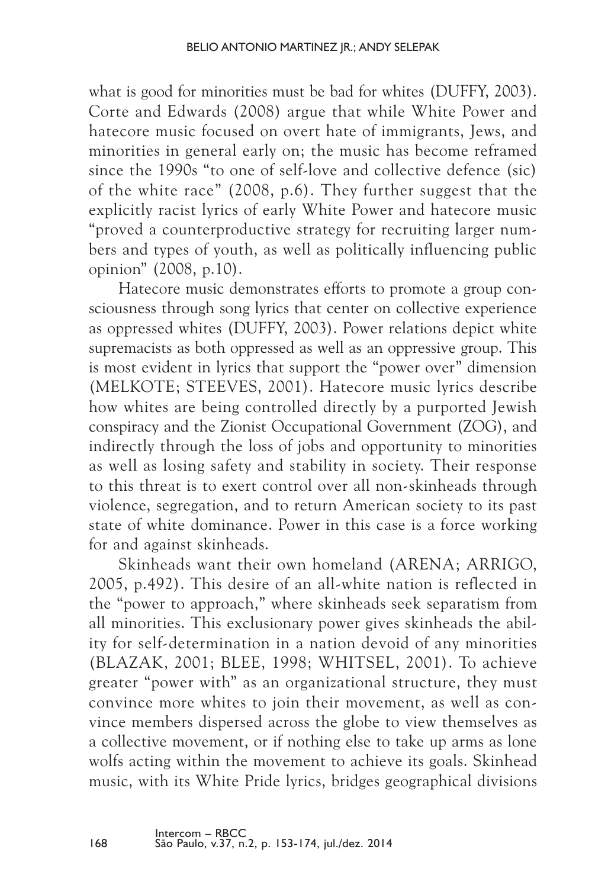what is good for minorities must be bad for whites (DUFFY, 2003). Corte and Edwards (2008) argue that while White Power and hatecore music focused on overt hate of immigrants, Jews, and minorities in general early on; the music has become reframed since the 1990s "to one of self-love and collective defence (sic) of the white race" (2008, p.6). They further suggest that the explicitly racist lyrics of early White Power and hatecore music "proved a counterproductive strategy for recruiting larger numbers and types of youth, as well as politically influencing public opinion" (2008, p.10).

Hatecore music demonstrates efforts to promote a group consciousness through song lyrics that center on collective experience as oppressed whites (DUFFY, 2003). Power relations depict white supremacists as both oppressed as well as an oppressive group. This is most evident in lyrics that support the "power over" dimension (MELKOTE; STEEVES, 2001). Hatecore music lyrics describe how whites are being controlled directly by a purported Jewish conspiracy and the Zionist Occupational Government (ZOG), and indirectly through the loss of jobs and opportunity to minorities as well as losing safety and stability in society. Their response to this threat is to exert control over all non-skinheads through violence, segregation, and to return American society to its past state of white dominance. Power in this case is a force working for and against skinheads.

Skinheads want their own homeland (ARENA; ARRIGO, 2005, p.492). This desire of an all-white nation is reflected in the "power to approach," where skinheads seek separatism from all minorities. This exclusionary power gives skinheads the ability for self-determination in a nation devoid of any minorities (BLAZAK, 2001; BLEE, 1998; WHITSEL, 2001). To achieve greater "power with" as an organizational structure, they must convince more whites to join their movement, as well as convince members dispersed across the globe to view themselves as a collective movement, or if nothing else to take up arms as lone wolfs acting within the movement to achieve its goals. Skinhead music, with its White Pride lyrics, bridges geographical divisions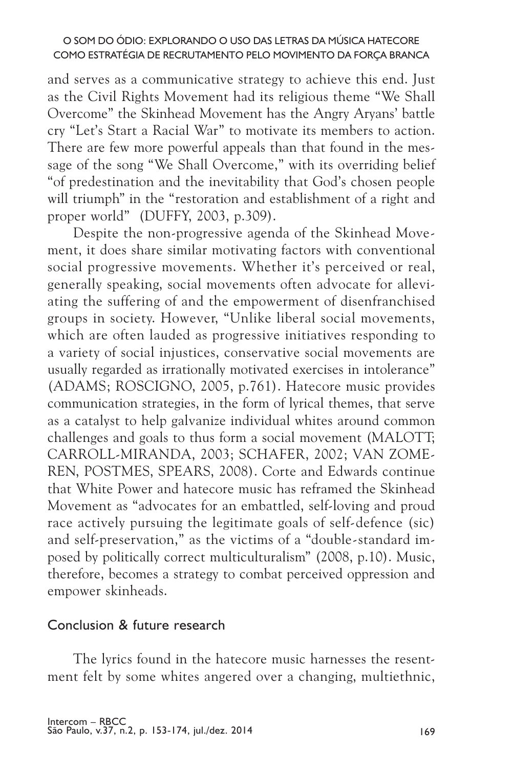and serves as a communicative strategy to achieve this end. Just as the Civil Rights Movement had its religious theme "We Shall Overcome" the Skinhead Movement has the Angry Aryans' battle cry "Let's Start a Racial War" to motivate its members to action. There are few more powerful appeals than that found in the message of the song "We Shall Overcome," with its overriding belief "of predestination and the inevitability that God's chosen people will triumph" in the "restoration and establishment of a right and proper world" (DUFFY, 2003, p.309).

Despite the non-progressive agenda of the Skinhead Movement, it does share similar motivating factors with conventional social progressive movements. Whether it's perceived or real, generally speaking, social movements often advocate for alleviating the suffering of and the empowerment of disenfranchised groups in society. However, "Unlike liberal social movements, which are often lauded as progressive initiatives responding to a variety of social injustices, conservative social movements are usually regarded as irrationally motivated exercises in intolerance" (ADAMS; ROSCIGNO, 2005, p.761). Hatecore music provides communication strategies, in the form of lyrical themes, that serve as a catalyst to help galvanize individual whites around common challenges and goals to thus form a social movement (MALOTT; CARROLL-MIRANDA, 2003; SCHAFER, 2002; VAN ZOMEREN, POSTMES, SPEARS, 2008). Corte and Edwards continue that White Power and hatecore music has reframed the Skinhead Movement as "advocates for an embattled, self-loving and proud race actively pursuing the legitimate goals of self-defence (sic) and self-preservation," as the victims of a "double-standard imposed by politically correct multiculturalism" (2008, p.10). Music, therefore, becomes a strategy to combat perceived oppression and empower skinheads.

## Conclusion & future research

The lyrics found in the hatecore music harnesses the resentment felt by some whites angered over a changing, multiethnic,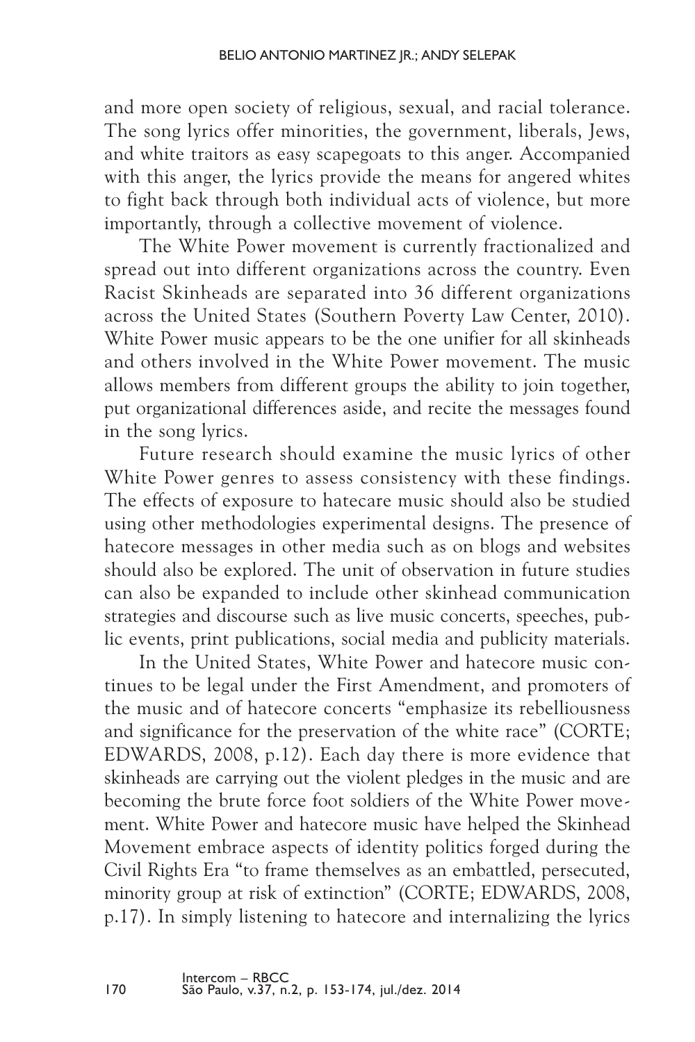and more open society of religious, sexual, and racial tolerance. The song lyrics offer minorities, the government, liberals, Jews, and white traitors as easy scapegoats to this anger. Accompanied with this anger, the lyrics provide the means for angered whites to fight back through both individual acts of violence, but more importantly, through a collective movement of violence.

The White Power movement is currently fractionalized and spread out into different organizations across the country. Even Racist Skinheads are separated into 36 different organizations across the United States (Southern Poverty Law Center, 2010). White Power music appears to be the one unifier for all skinheads and others involved in the White Power movement. The music allows members from different groups the ability to join together, put organizational differences aside, and recite the messages found in the song lyrics.

Future research should examine the music lyrics of other White Power genres to assess consistency with these findings. The effects of exposure to hatecare music should also be studied using other methodologies experimental designs. The presence of hatecore messages in other media such as on blogs and websites should also be explored. The unit of observation in future studies can also be expanded to include other skinhead communication strategies and discourse such as live music concerts, speeches, public events, print publications, social media and publicity materials.

In the United States, White Power and hatecore music continues to be legal under the First Amendment, and promoters of the music and of hatecore concerts "emphasize its rebelliousness and significance for the preservation of the white race" (CORTE; EDWARDS, 2008, p.12). Each day there is more evidence that skinheads are carrying out the violent pledges in the music and are becoming the brute force foot soldiers of the White Power movement. White Power and hatecore music have helped the Skinhead Movement embrace aspects of identity politics forged during the Civil Rights Era "to frame themselves as an embattled, persecuted, minority group at risk of extinction" (CORTE; EDWARDS, 2008, p.17). In simply listening to hatecore and internalizing the lyrics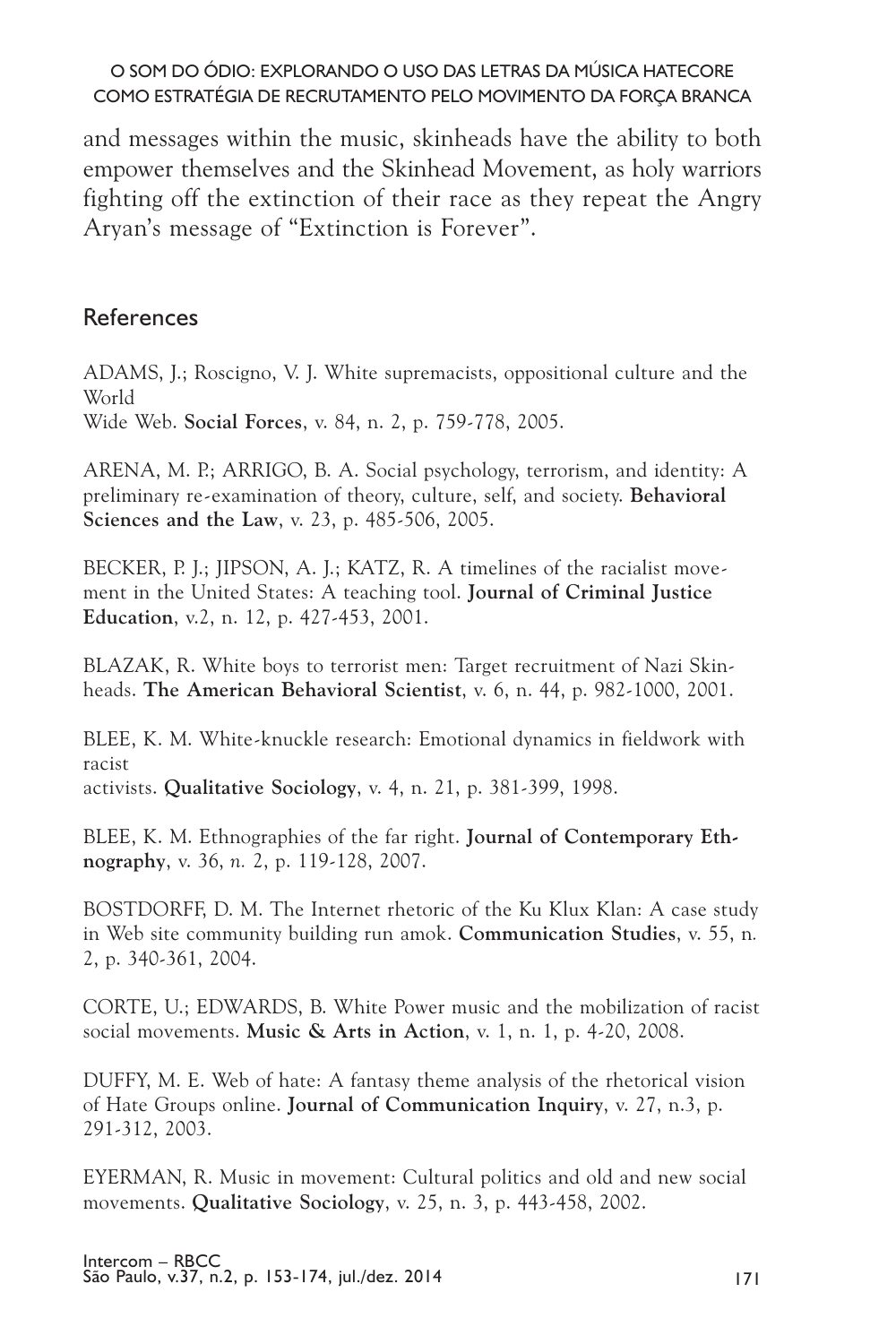and messages within the music, skinheads have the ability to both empower themselves and the Skinhead Movement, as holy warriors fighting off the extinction of their race as they repeat the Angry Aryan's message of "Extinction is Forever".

## References

ADAMS, J.; Roscigno, V. J. White supremacists, oppositional culture and the World Wide Web. **Social Forces**, v. 84, n. 2, p. 759-778, 2005.

ARENA, M. P.; ARRIGO, B. A. Social psychology, terrorism, and identity: A preliminary re-examination of theory, culture, self, and society. **Behavioral Sciences and the Law**, v. 23, p. 485-506, 2005.

BECKER, P. J.; JIPSON, A. J.; KATZ, R. A timelines of the racialist movement in the United States: A teaching tool. **Journal of Criminal Justice Education**, v.2, n. 12, p. 427-453, 2001.

BLAZAK, R. White boys to terrorist men: Target recruitment of Nazi Skinheads. **The American Behavioral Scientist**, v. 6, n. 44, p. 982-1000, 2001.

BLEE, K. M. White-knuckle research: Emotional dynamics in fieldwork with racist activists. **Qualitative Sociology**, v. 4, n. 21, p. 381-399, 1998.

BLEE, K. M. Ethnographies of the far right. **Journal of Contemporary Ethnography**, v. 36, *n.* 2, p. 119-128, 2007.

BOSTDORFF, D. M. The Internet rhetoric of the Ku Klux Klan: A case study in Web site community building run amok. **Communication Studies**, v. 55, n. 2, p. 340-361, 2004.

CORTE, U.; EDWARDS, B. White Power music and the mobilization of racist social movements. **Music & Arts in Action**, v. 1, n. 1, p. 4-20, 2008.

DUFFY, M. E. Web of hate: A fantasy theme analysis of the rhetorical vision of Hate Groups online. **Journal of Communication Inquiry**, v. 27, n.3, p. 291-312, 2003.

EYERMAN, R. Music in movement: Cultural politics and old and new social movements. **Qualitative Sociology**, v. 25, n. 3, p. 443-458, 2002.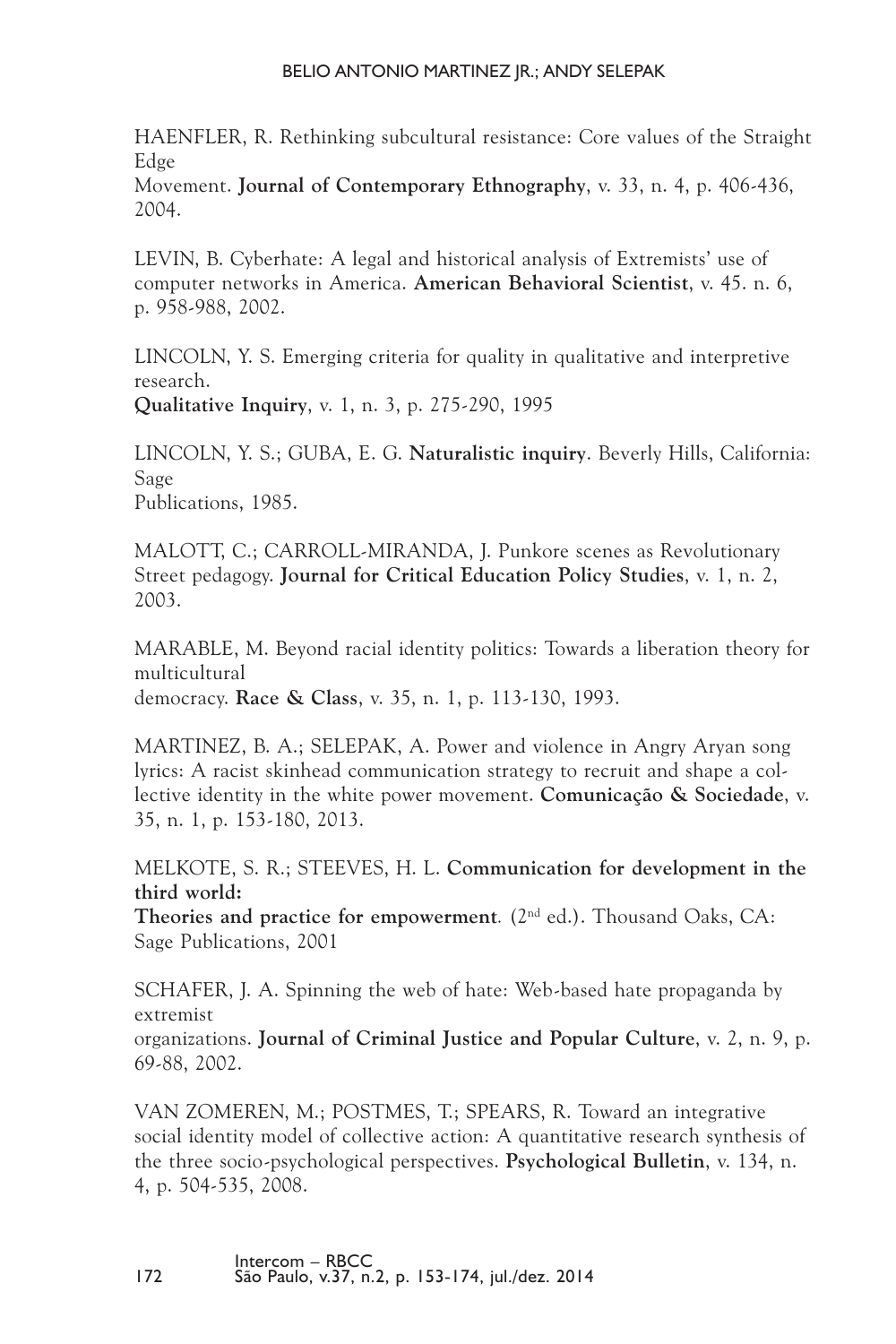HAENFLER, R. Rethinking subcultural resistance: Core values of the Straight Edge
Movement. **Journal of Contemporary Ethnography**, v. 33, n. 4, p. 406-436, 2004.

LEVIN, B. Cyberhate: A legal and historical analysis of Extremists' use of computer networks in America. **American Behavioral Scientist**, v. 45. n. 6, p. 958-988, 2002.

LINCOLN, Y. S. Emerging criteria for quality in qualitative and interpretive research.
**Qualitative Inquiry**, v. 1, n. 3, p. 275-290, 1995

LINCOLN, Y. S.; GUBA, E. G. **Naturalistic inquiry**. Beverly Hills, California: Sage
Publications, 1985.

MALOTT, C.; CARROLL-MIRANDA, J. Punkore scenes as Revolutionary Street pedagogy. **Journal for Critical Education Policy Studies**, v. 1, n. 2, 2003.

MARABLE, M. Beyond racial identity politics: Towards a liberation theory for multicultural
democracy. **Race & Class**, v. 35, n. 1, p. 113-130, 1993.

MARTINEZ, B. A.; SELEPAK, A. Power and violence in Angry Aryan song lyrics: A racist skinhead communication strategy to recruit and shape a collective identity in the white power movement. **Comunicação & Sociedade**, v. 35, n. 1, p. 153-180, 2013.

MELKOTE, S. R.; STEEVES, H. L. **Communication for development in the third world:**
**Theories and practice for empowerment**. (2nd ed.). Thousand Oaks, CA: Sage Publications, 2001

SCHAFER, J. A. Spinning the web of hate: Web-based hate propaganda by extremist
organizations. **Journal of Criminal Justice and Popular Culture**, v. 2, n. 9, p. 69-88, 2002.

VAN ZOMEREN, M.; POSTMES, T.; SPEARS, R. Toward an integrative social identity model of collective action: A quantitative research synthesis of the three socio-psychological perspectives. **Psychological Bulletin**, v. 134, n. 4, p. 504-535, 2008.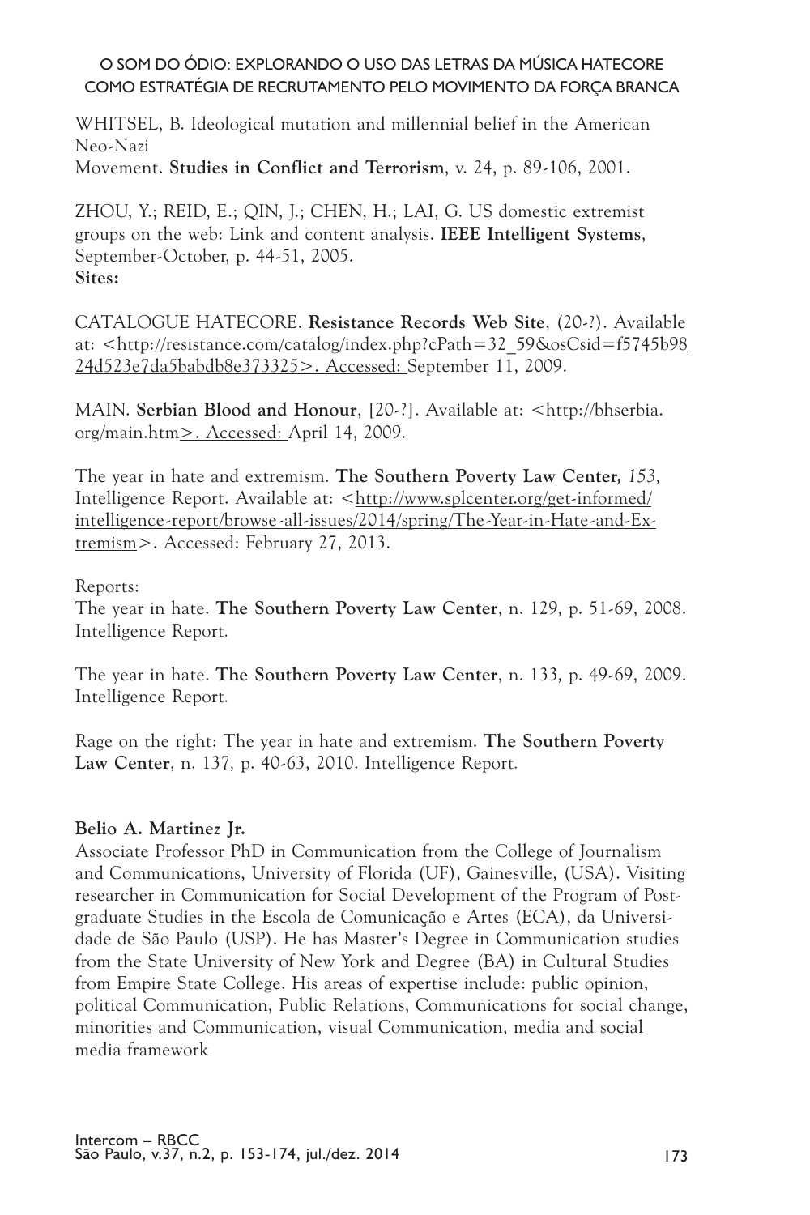WHITSEL, B. Ideological mutation and millennial belief in the American Neo-Nazi
Movement. **Studies in Conflict and Terrorism**, v. 24, p. 89-106, 2001.

ZHOU, Y.; REID, E.; QIN, J.; CHEN, H.; LAI, G. US domestic extremist groups on the web: Link and content analysis. **IEEE Intelligent Systems**, September-October, p. 44-51, 2005.
**Sites:**

CATALOGUE HATECORE. **Resistance Records Web Site**, (20-?). Available at: <http://resistance.com/catalog/index.php?cPath=32_59&osCsid=f5745b9824d523e7da5babdb8e373325>. Accessed: September 11, 2009.

MAIN. **Serbian Blood and Honour**, [20-?]. Available at: <http://bhserbia.org/main.htm>. Accessed: April 14, 2009.

The year in hate and extremism. **The Southern Poverty Law Center,** *153,* Intelligence Report. Available at: <http://www.splcenter.org/get-informed/intelligence-report/browse-all-issues/2014/spring/The-Year-in-Hate-and-Extremism>. Accessed: February 27, 2013.

Reports:
The year in hate. **The Southern Poverty Law Center**, n. 129, p. 51-69, 2008. Intelligence Report.

The year in hate. **The Southern Poverty Law Center**, n. 133, p. 49-69, 2009. Intelligence Report.

Rage on the right: The year in hate and extremism. **The Southern Poverty Law Center**, n. 137, p. 40-63, 2010. Intelligence Report.

**Belio A. Martinez Jr.**
Associate Professor PhD in Communication from the College of Journalism and Communications, University of Florida (UF), Gainesville, (USA). Visiting researcher in Communication for Social Development of the Program of Post-graduate Studies in the Escola de Comunicação e Artes (ECA), da Universidade de São Paulo (USP). He has Master's Degree in Communication studies from the State University of New York and Degree (BA) in Cultural Studies from Empire State College. His areas of expertise include: public opinion, political Communication, Public Relations, Communications for social change, minorities and Communication, visual Communication, media and social media framework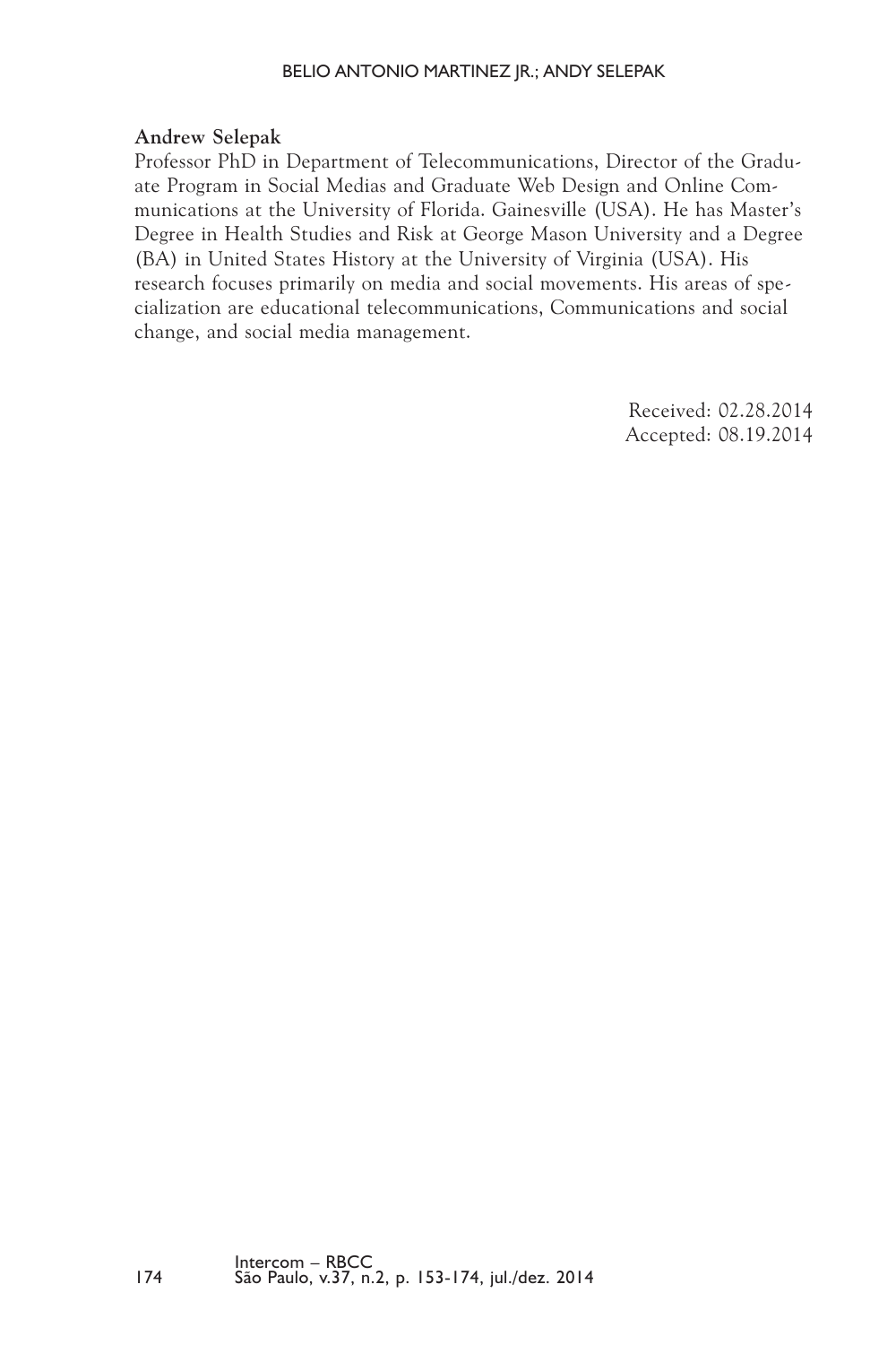**Andrew Selepak**

Professor PhD in Department of Telecommunications, Director of the Graduate Program in Social Medias and Graduate Web Design and Online Communications at the University of Florida. Gainesville (USA). He has Master's Degree in Health Studies and Risk at George Mason University and a Degree (BA) in United States History at the University of Virginia (USA). His research focuses primarily on media and social movements. His areas of specialization are educational telecommunications, Communications and social change, and social media management.

Received: 02.28.2014
Accepted: 08.19.2014